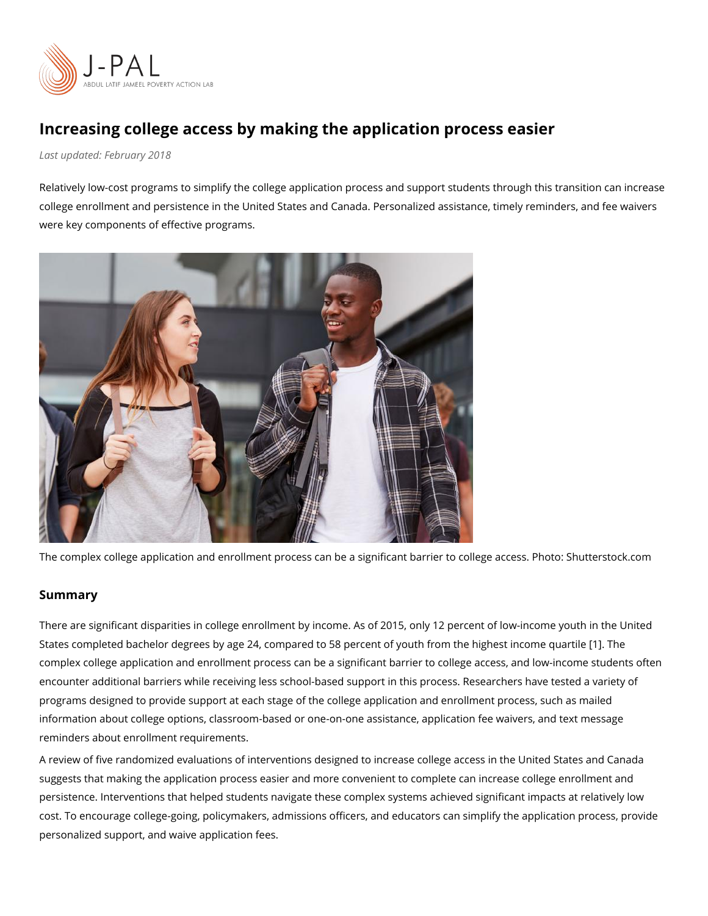# Increasing college access by making the application process easier

*Last updated: February 2018*

Relatively low-cost programs to simplify the college application process and support students through this transition can increase college enrollment and persistence in the United States and Canada. Personalized assistance, timely reminders, and fee waivers were key components of effective programs.

The complex college application and enrollment process can be a significant barrier to college access. Photo: Shutterstock.com

## Summary

There are significant disparities in college enrollment by income. As of 2015, only 12 percent of low-income youth in the United States completed bachelor degrees by age 24, compared to 58 percent of youth from the highest income quartile [1]. The complex college application and enrollment process can be a significant barrier to college access, and low-income students often encounter additional barriers while receiving less school-based support in this process. Researchers have tested a variety of programs designed to provide support at each stage of the college application and enrollment process, such as mailed information about college options, classroom-based or one-on-one assistance, application fee waivers, and text message reminders about enrollment requirements.

A review of five randomized evaluations of interventions designed to increase college access in the United States and Canada suggests that making the application process easier and more convenient to complete can increase college enrollment and persistence. Interventions that helped students navigate these complex systems achieved significant impacts at relatively low cost. To encourage college-going, policymakers, admissions officers, and educators can simplify the application process, provide personalized support, and waive application fees.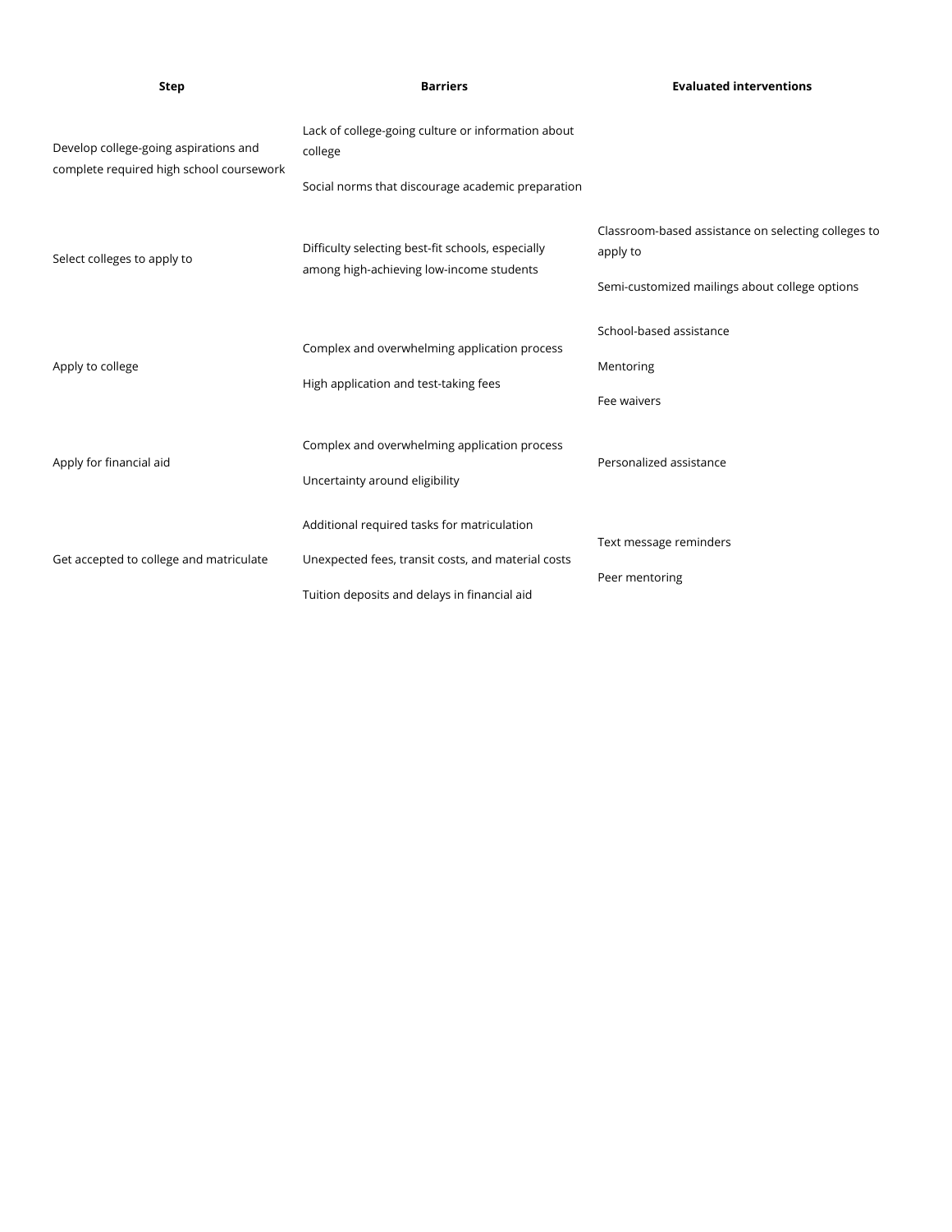| Step | Barriers | Evaluated interventions |
|---|---|---|
| Develop college-going aspirations and complete required high school coursework | Lack of college-going culture or information about college<br><br>Social norms that discourage academic preparation | |
| Select colleges to apply to | Difficulty selecting best-fit schools, especially among high-achieving low-income students | Classroom-based assistance on selecting colleges to apply to<br><br>Semi-customized mailings about college options |
| Apply to college | Complex and overwhelming application process<br><br>High application and test-taking fees | School-based assistance<br><br>Mentoring<br><br>Fee waivers |
| Apply for financial aid | Complex and overwhelming application process<br><br>Uncertainty around eligibility | Personalized assistance |
| Get accepted to college and matriculate | Additional required tasks for matriculation<br><br>Unexpected fees, transit costs, and material costs<br><br>Tuition deposits and delays in financial aid | Text message reminders<br><br>Peer mentoring |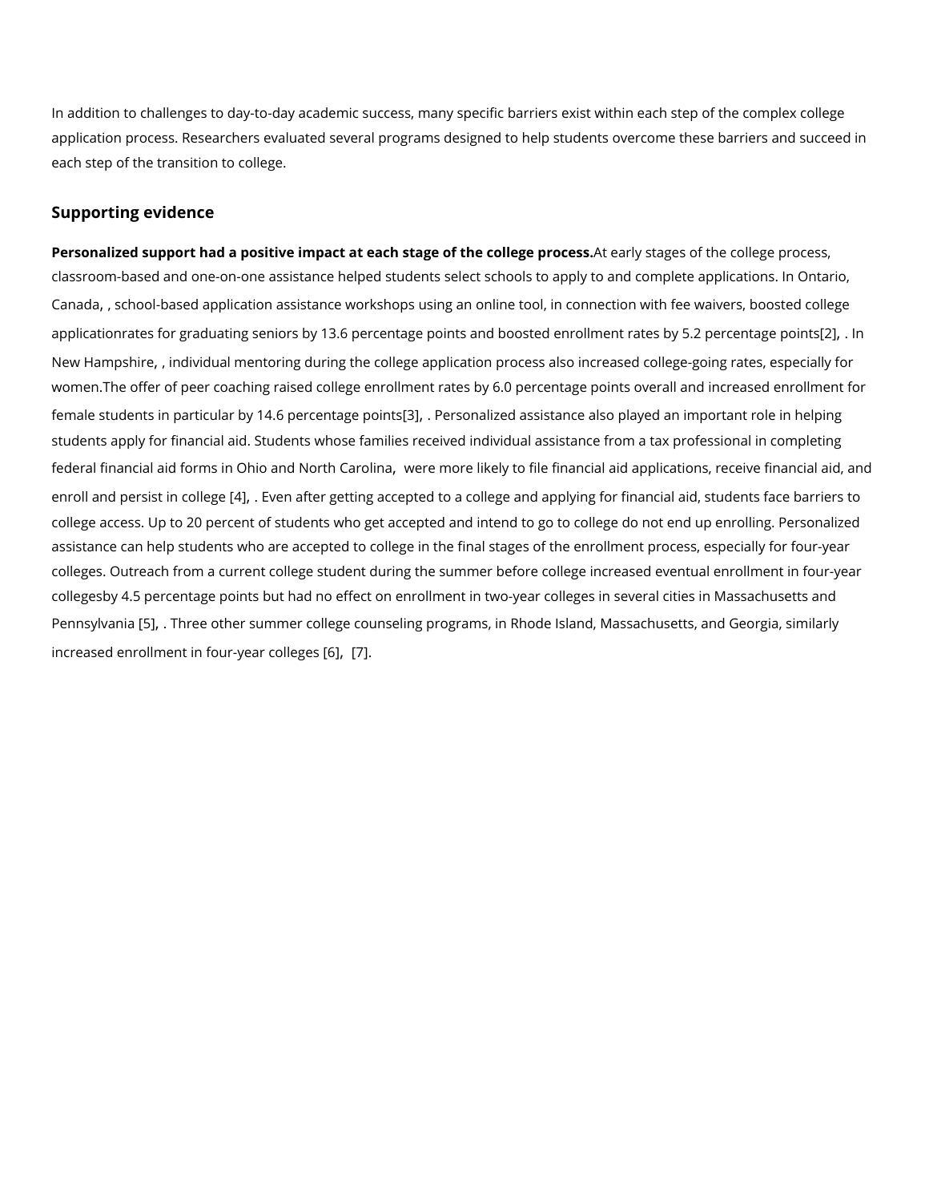In addition to challenges to day-to-day academic success, many specific barriers exist within each step of the complex college application process. Researchers evaluated several programs designed to help students overcome these barriers and succeed in each step of the transition to college.

## Supporting evidence

**Personalized support had a positive impact at each stage of the college process.**At early stages of the college process, classroom-based and one-on-one assistance helped students select schools to apply to and complete applications. In Ontario, Canada, , school-based application assistance workshops using an online tool, in connection with fee waivers, boosted college applicationrates for graduating seniors by 13.6 percentage points and boosted enrollment rates by 5.2 percentage points[2], . In New Hampshire, , individual mentoring during the college application process also increased college-going rates, especially for women.The offer of peer coaching raised college enrollment rates by 6.0 percentage points overall and increased enrollment for female students in particular by 14.6 percentage points[3], . Personalized assistance also played an important role in helping students apply for financial aid. Students whose families received individual assistance from a tax professional in completing federal financial aid forms in Ohio and North Carolina, were more likely to file financial aid applications, receive financial aid, and enroll and persist in college [4], . Even after getting accepted to a college and applying for financial aid, students face barriers to college access. Up to 20 percent of students who get accepted and intend to go to college do not end up enrolling. Personalized assistance can help students who are accepted to college in the final stages of the enrollment process, especially for four-year colleges. Outreach from a current college student during the summer before college increased eventual enrollment in four-year collegesby 4.5 percentage points but had no effect on enrollment in two-year colleges in several cities in Massachusetts and Pennsylvania [5], . Three other summer college counseling programs, in Rhode Island, Massachusetts, and Georgia, similarly increased enrollment in four-year colleges [6], [7].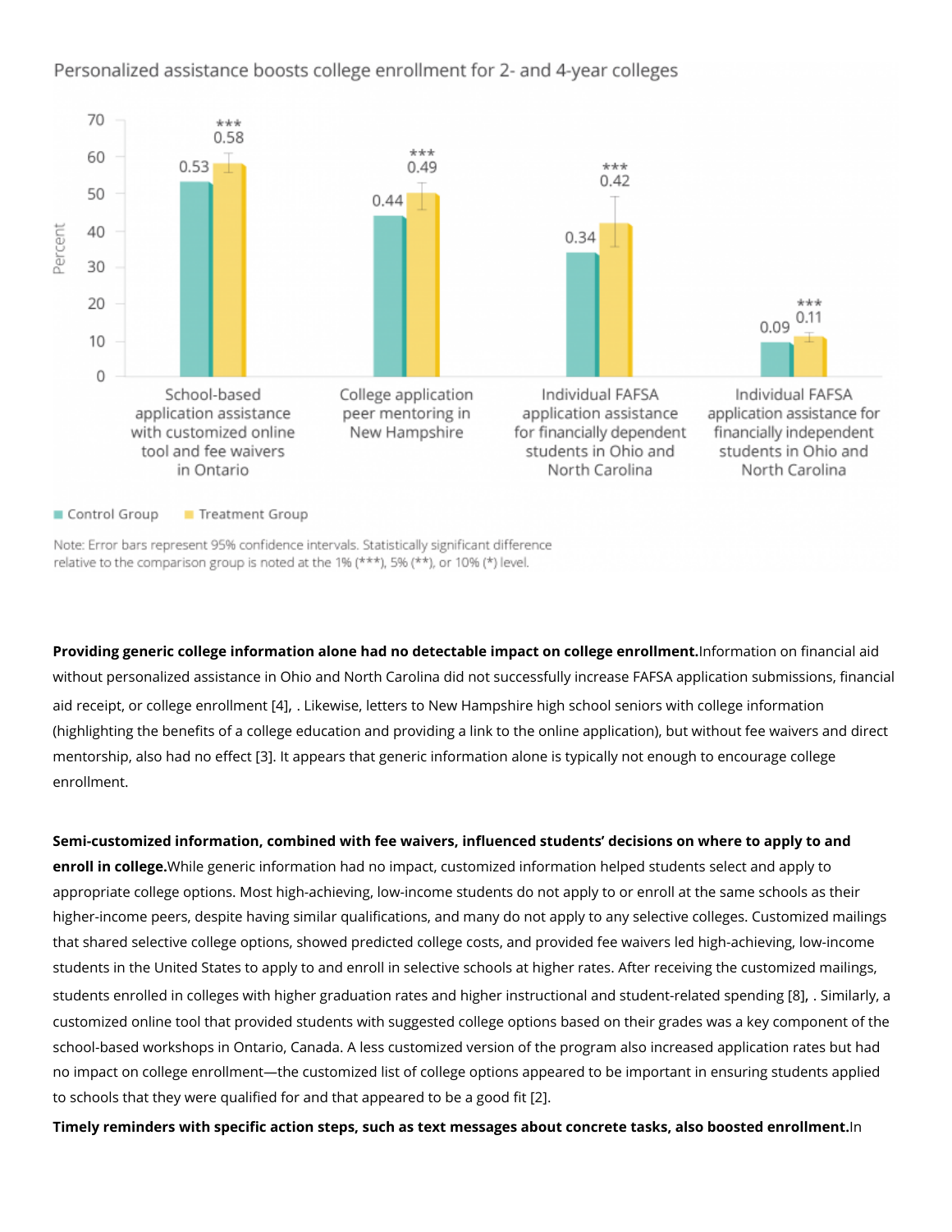Personalized assistance boosts college enrollment for 2- and 4-year colleges

| Intervention | Control Group | Treatment Group |
| --- | --- | --- |
| School-based application assistance with customized online tool and fee waivers in Ontario | 0.53 | 0.58*** |
| College application peer mentoring in New Hampshire | 0.44 | 0.49*** |
| Individual FAFSA application assistance for financially dependent students in Ohio and North Carolina | 0.34 | 0.42*** |
| Individual FAFSA application assistance for financially independent students in Ohio and North Carolina | 0.09 | 0.11*** |

Note: Error bars represent 95% confidence intervals. Statistically significant difference relative to the comparison group is noted at the 1% (***), 5% (**), or 10% (*) level.

**Providing generic college information alone had no detectable impact on college enrollment.** Information on financial aid without personalized assistance in Ohio and North Carolina did not successfully increase FAFSA application submissions, financial aid receipt, or college enrollment [4], . Likewise, letters to New Hampshire high school seniors with college information (highlighting the benefits of a college education and providing a link to the online application), but without fee waivers and direct mentorship, also had no effect [3]. It appears that generic information alone is typically not enough to encourage college enrollment.

**Semi-customized information, combined with fee waivers, influenced students' decisions on where to apply to and enroll in college.** While generic information had no impact, customized information helped students select and apply to appropriate college options. Most high-achieving, low-income students do not apply to or enroll at the same schools as their higher-income peers, despite having similar qualifications, and many do not apply to any selective colleges. Customized mailings that shared selective college options, showed predicted college costs, and provided fee waivers led high-achieving, low-income students in the United States to apply to and enroll in selective schools at higher rates. After receiving the customized mailings, students enrolled in colleges with higher graduation rates and higher instructional and student-related spending [8], . Similarly, a customized online tool that provided students with suggested college options based on their grades was a key component of the school-based workshops in Ontario, Canada. A less customized version of the program also increased application rates but had no impact on college enrollment—the customized list of college options appeared to be important in ensuring students applied to schools that they were qualified for and that appeared to be a good fit [2].

**Timely reminders with specific action steps, such as text messages about concrete tasks, also boosted enrollment.** In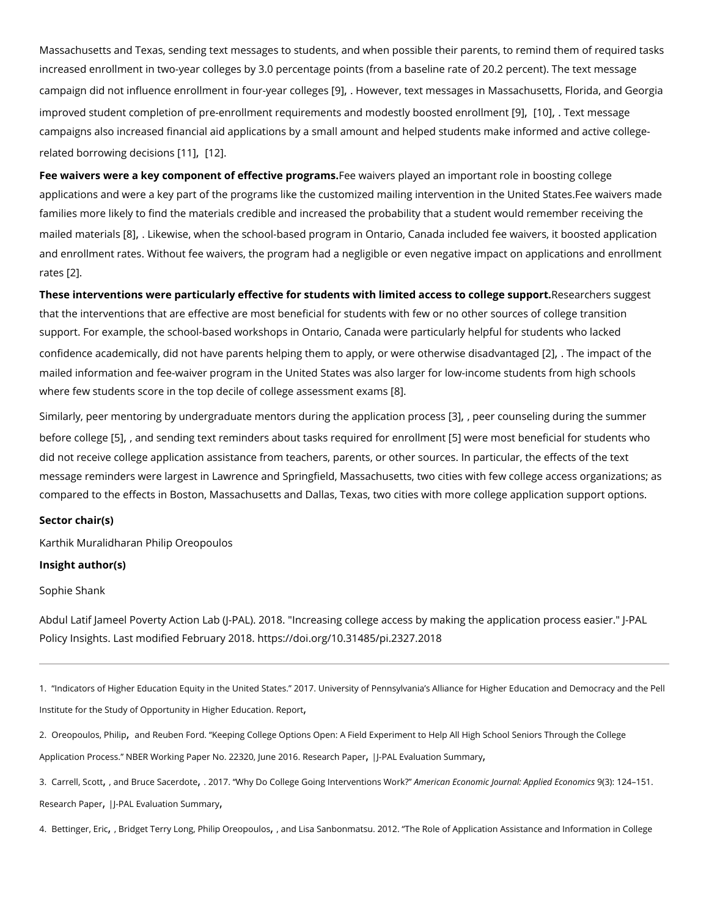Massachusetts and Texas, sending text messages to students, and when possible their parents, to remind them of required tasks increased enrollment in two-year colleges by 3.0 percentage points (from a baseline rate of 20.2 percent). The text message campaign did not influence enrollment in four-year colleges [9], . However, text messages in Massachusetts, Florida, and Georgia improved student completion of pre-enrollment requirements and modestly boosted enrollment [9], [10], . Text message campaigns also increased financial aid applications by a small amount and helped students make informed and active college-related borrowing decisions [11], [12].

**Fee waivers were a key component of effective programs.** Fee waivers played an important role in boosting college applications and were a key part of the programs like the customized mailing intervention in the United States. Fee waivers made families more likely to find the materials credible and increased the probability that a student would remember receiving the mailed materials [8], . Likewise, when the school-based program in Ontario, Canada included fee waivers, it boosted application and enrollment rates. Without fee waivers, the program had a negligible or even negative impact on applications and enrollment rates [2].

**These interventions were particularly effective for students with limited access to college support.** Researchers suggest that the interventions that are effective are most beneficial for students with few or no other sources of college transition support. For example, the school-based workshops in Ontario, Canada were particularly helpful for students who lacked confidence academically, did not have parents helping them to apply, or were otherwise disadvantaged [2], . The impact of the mailed information and fee-waiver program in the United States was also larger for low-income students from high schools where few students score in the top decile of college assessment exams [8].

Similarly, peer mentoring by undergraduate mentors during the application process [3], , peer counseling during the summer before college [5], , and sending text reminders about tasks required for enrollment [5] were most beneficial for students who did not receive college application assistance from teachers, parents, or other sources. In particular, the effects of the text message reminders were largest in Lawrence and Springfield, Massachusetts, two cities with few college access organizations; as compared to the effects in Boston, Massachusetts and Dallas, Texas, two cities with more college application support options.

**Sector chair(s)**

Karthik Muralidharan Philip Oreopoulos

**Insight author(s)**

Sophie Shank

Abdul Latif Jameel Poverty Action Lab (J-PAL). 2018. "Increasing college access by making the application process easier." J-PAL Policy Insights. Last modified February 2018. https://doi.org/10.31485/pi.2327.2018

---

1. "Indicators of Higher Education Equity in the United States." 2017. University of Pennsylvania's Alliance for Higher Education and Democracy and the Pell Institute for the Study of Opportunity in Higher Education. Report,

2. Oreopoulos, Philip, and Reuben Ford. "Keeping College Options Open: A Field Experiment to Help All High School Seniors Through the College Application Process." NBER Working Paper No. 22320, June 2016. Research Paper, | J-PAL Evaluation Summary,

3. Carrell, Scott, , and Bruce Sacerdote, . 2017. "Why Do College Going Interventions Work?" *American Economic Journal: Applied Economics* 9(3): 124–151. Research Paper, | J-PAL Evaluation Summary,

4. Bettinger, Eric, , Bridget Terry Long, Philip Oreopoulos, , and Lisa Sanbonmatsu. 2012. "The Role of Application Assistance and Information in College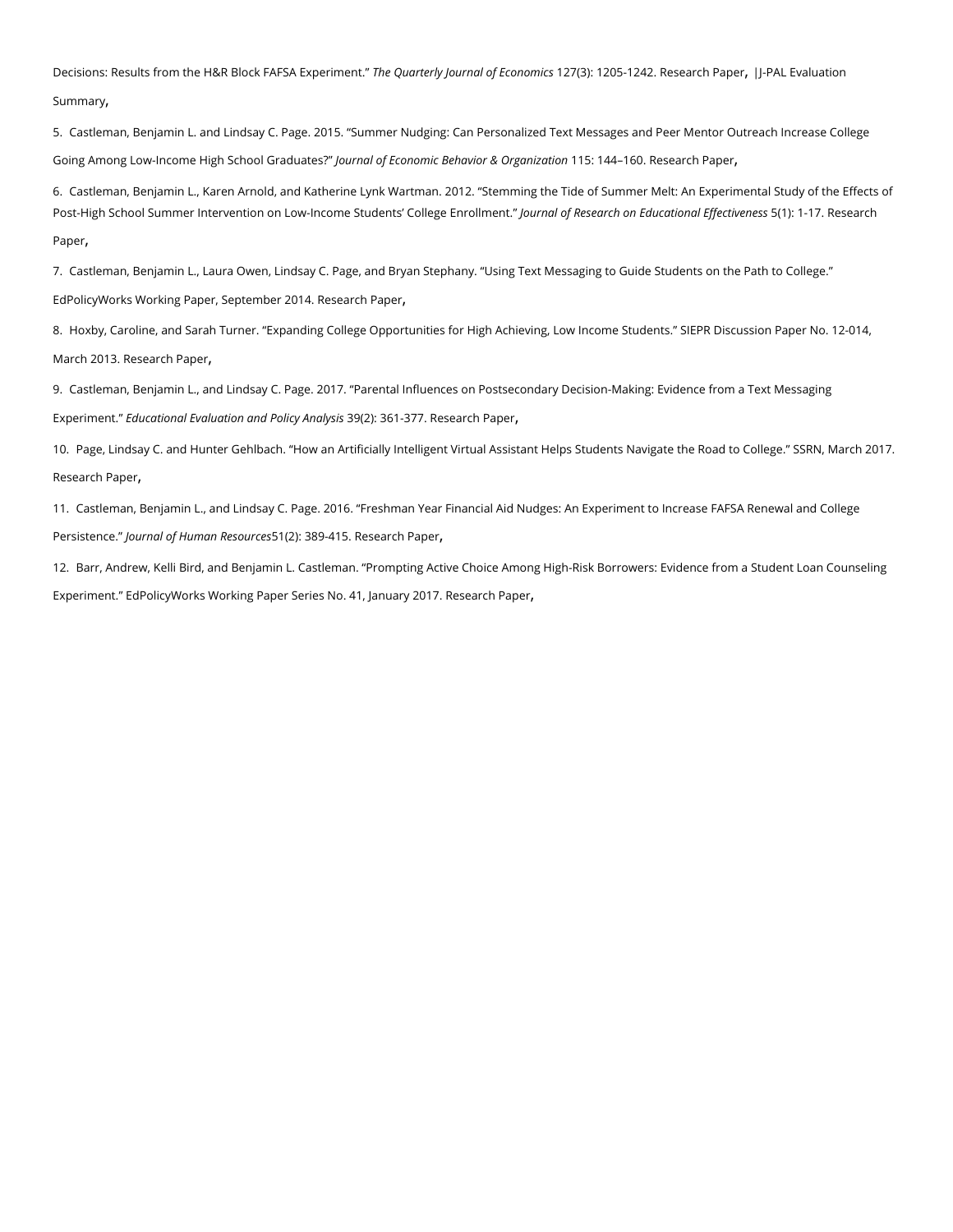Decisions: Results from the H&R Block FAFSA Experiment." *The Quarterly Journal of Economics* 127(3): 1205-1242. Research Paper, | J-PAL Evaluation Summary,

5. Castleman, Benjamin L. and Lindsay C. Page. 2015. "Summer Nudging: Can Personalized Text Messages and Peer Mentor Outreach Increase College Going Among Low-Income High School Graduates?" *Journal of Economic Behavior & Organization* 115: 144–160. Research Paper,

6. Castleman, Benjamin L., Karen Arnold, and Katherine Lynk Wartman. 2012. "Stemming the Tide of Summer Melt: An Experimental Study of the Effects of Post-High School Summer Intervention on Low-Income Students' College Enrollment." *Journal of Research on Educational Effectiveness* 5(1): 1-17. Research Paper,

7. Castleman, Benjamin L., Laura Owen, Lindsay C. Page, and Bryan Stephany. "Using Text Messaging to Guide Students on the Path to College." EdPolicyWorks Working Paper, September 2014. Research Paper,

8. Hoxby, Caroline, and Sarah Turner. "Expanding College Opportunities for High Achieving, Low Income Students." SIEPR Discussion Paper No. 12-014, March 2013. Research Paper,

9. Castleman, Benjamin L., and Lindsay C. Page. 2017. "Parental Influences on Postsecondary Decision-Making: Evidence from a Text Messaging Experiment." *Educational Evaluation and Policy Analysis* 39(2): 361-377. Research Paper,

10. Page, Lindsay C. and Hunter Gehlbach. "How an Artificially Intelligent Virtual Assistant Helps Students Navigate the Road to College." SSRN, March 2017. Research Paper,

11. Castleman, Benjamin L., and Lindsay C. Page. 2016. "Freshman Year Financial Aid Nudges: An Experiment to Increase FAFSA Renewal and College Persistence." *Journal of Human Resources* 51(2): 389-415. Research Paper,

12. Barr, Andrew, Kelli Bird, and Benjamin L. Castleman. "Prompting Active Choice Among High-Risk Borrowers: Evidence from a Student Loan Counseling Experiment." EdPolicyWorks Working Paper Series No. 41, January 2017. Research Paper,